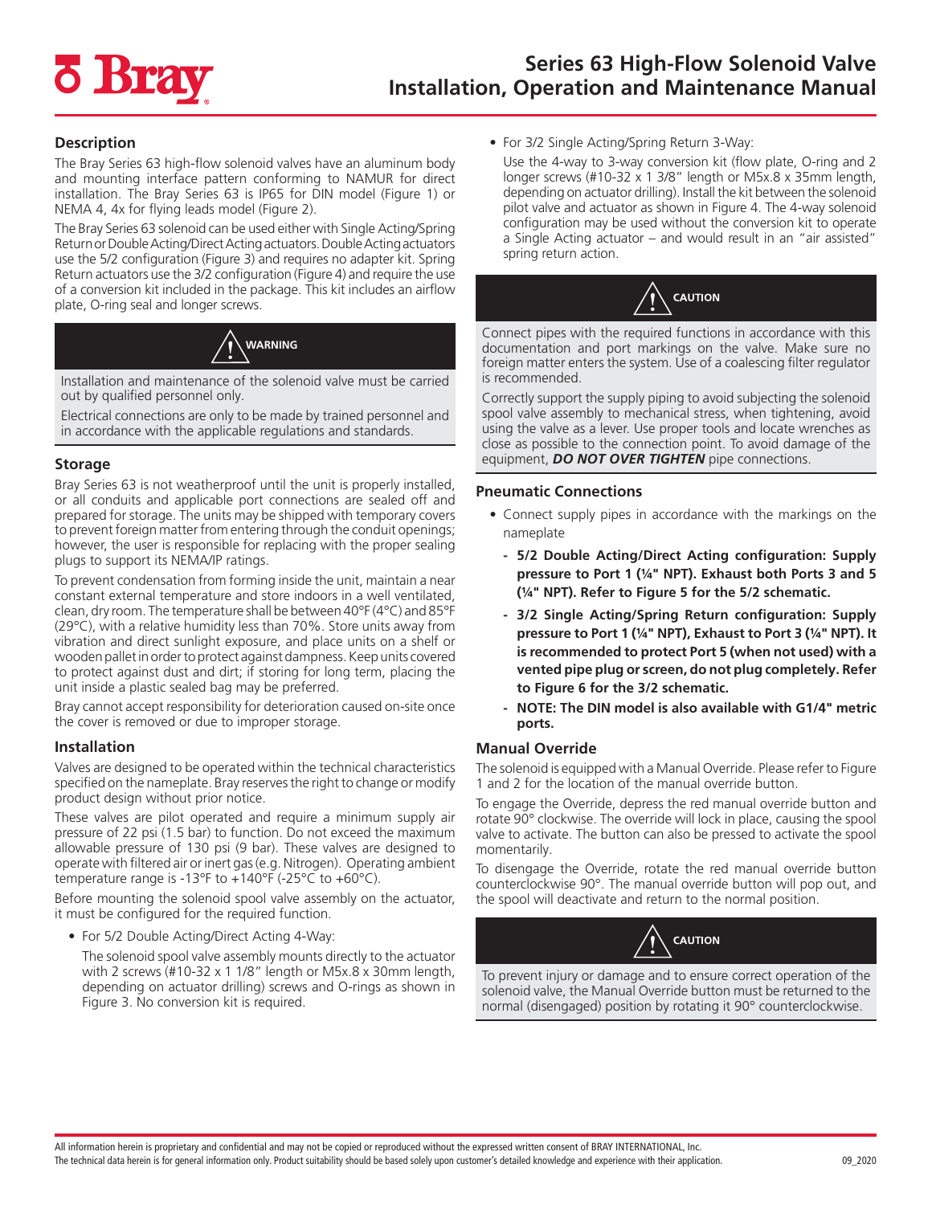# Series 63 High-Flow Solenoid Valve Installation, Operation and Maintenance Manual

## Description

The Bray Series 63 high-flow solenoid valves have an aluminum body and mounting interface pattern conforming to NAMUR for direct installation. The Bray Series 63 is IP65 for DIN model (Figure 1) or NEMA 4, 4x for flying leads model (Figure 2).

The Bray Series 63 solenoid can be used either with Single Acting/Spring Return or Double Acting/Direct Acting actuators. Double Acting actuators use the 5/2 configuration (Figure 3) and requires no adapter kit. Spring Return actuators use the 3/2 configuration (Figure 4) and require the use of a conversion kit included in the package. This kit includes an airflow plate, O-ring seal and longer screws.

> **WARNING**
>
> Installation and maintenance of the solenoid valve must be carried out by qualified personnel only.
>
> Electrical connections are only to be made by trained personnel and in accordance with the applicable regulations and standards.

## Storage

Bray Series 63 is not weatherproof until the unit is properly installed, or all conduits and applicable port connections are sealed off and prepared for storage. The units may be shipped with temporary covers to prevent foreign matter from entering through the conduit openings; however, the user is responsible for replacing with the proper sealing plugs to support its NEMA/IP ratings.

To prevent condensation from forming inside the unit, maintain a near constant external temperature and store indoors in a well ventilated, clean, dry room. The temperature shall be between 40°F (4°C) and 85°F (29°C), with a relative humidity less than 70%. Store units away from vibration and direct sunlight exposure, and place units on a shelf or wooden pallet in order to protect against dampness. Keep units covered to protect against dust and dirt; if storing for long term, placing the unit inside a plastic sealed bag may be preferred.

Bray cannot accept responsibility for deterioration caused on-site once the cover is removed or due to improper storage.

## Installation

Valves are designed to be operated within the technical characteristics specified on the nameplate. Bray reserves the right to change or modify product design without prior notice.

These valves are pilot operated and require a minimum supply air pressure of 22 psi (1.5 bar) to function. Do not exceed the maximum allowable pressure of 130 psi (9 bar). These valves are designed to operate with filtered air or inert gas (e.g. Nitrogen). Operating ambient temperature range is -13°F to +140°F (-25°C to +60°C).

Before mounting the solenoid spool valve assembly on the actuator, it must be configured for the required function.

- For 5/2 Double Acting/Direct Acting 4-Way:

  The solenoid spool valve assembly mounts directly to the actuator with 2 screws (#10-32 x 1 1/8" length or M5x.8 x 30mm length, depending on actuator drilling) screws and O-rings as shown in Figure 3. No conversion kit is required.

- For 3/2 Single Acting/Spring Return 3-Way:

  Use the 4-way to 3-way conversion kit (flow plate, O-ring and 2 longer screws (#10-32 x 1 3/8" length or M5x.8 x 35mm length, depending on actuator drilling). Install the kit between the solenoid pilot valve and actuator as shown in Figure 4. The 4-way solenoid configuration may be used without the conversion kit to operate a Single Acting actuator – and would result in an "air assisted" spring return action.

> **CAUTION**
>
> Connect pipes with the required functions in accordance with this documentation and port markings on the valve. Make sure no foreign matter enters the system. Use of a coalescing filter regulator is recommended.
>
> Correctly support the supply piping to avoid subjecting the solenoid spool valve assembly to mechanical stress, when tightening, avoid using the valve as a lever. Use proper tools and locate wrenches as close as possible to the connection point. To avoid damage of the equipment, ***DO NOT OVER TIGHTEN*** pipe connections.

## Pneumatic Connections

- Connect supply pipes in accordance with the markings on the nameplate
  - **5/2 Double Acting/Direct Acting configuration: Supply pressure to Port 1 (¼" NPT). Exhaust both Ports 3 and 5 (¼" NPT). Refer to Figure 5 for the 5/2 schematic.**
  - **3/2 Single Acting/Spring Return configuration: Supply pressure to Port 1 (¼" NPT), Exhaust to Port 3 (¼" NPT). It is recommended to protect Port 5 (when not used) with a vented pipe plug or screen, do not plug completely. Refer to Figure 6 for the 3/2 schematic.**
  - **NOTE: The DIN model is also available with G1/4" metric ports.**

## Manual Override

The solenoid is equipped with a Manual Override. Please refer to Figure 1 and 2 for the location of the manual override button.

To engage the Override, depress the red manual override button and rotate 90° clockwise. The override will lock in place, causing the spool valve to activate. The button can also be pressed to activate the spool momentarily.

To disengage the Override, rotate the red manual override button counterclockwise 90°. The manual override button will pop out, and the spool will deactivate and return to the normal position.

> **CAUTION**
>
> To prevent injury or damage and to ensure correct operation of the solenoid valve, the Manual Override button must be returned to the normal (disengaged) position by rotating it 90° counterclockwise.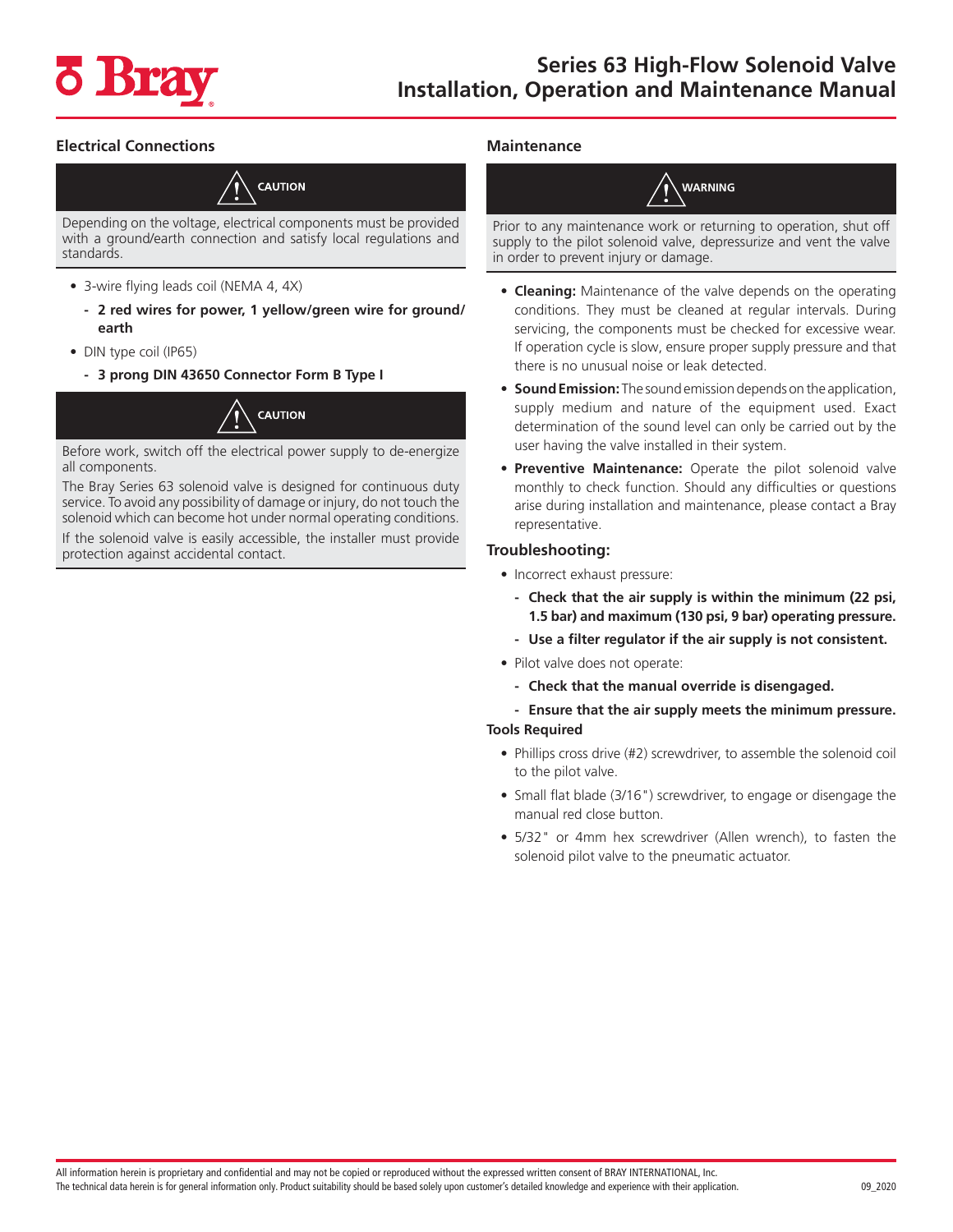## Electrical Connections

> **CAUTION**
>
> Depending on the voltage, electrical components must be provided with a ground/earth connection and satisfy local regulations and standards.

- 3-wire flying leads coil (NEMA 4, 4X)
  - **2 red wires for power, 1 yellow/green wire for ground/earth**
- DIN type coil (IP65)
  - **3 prong DIN 43650 Connector Form B Type I**

> **CAUTION**
>
> Before work, switch off the electrical power supply to de-energize all components.
>
> The Bray Series 63 solenoid valve is designed for continuous duty service. To avoid any possibility of damage or injury, do not touch the solenoid which can become hot under normal operating conditions.
>
> If the solenoid valve is easily accessible, the installer must provide protection against accidental contact.

## Maintenance

> **WARNING**
>
> Prior to any maintenance work or returning to operation, shut off supply to the pilot solenoid valve, depressurize and vent the valve in order to prevent injury or damage.

- **Cleaning:** Maintenance of the valve depends on the operating conditions. They must be cleaned at regular intervals. During servicing, the components must be checked for excessive wear. If operation cycle is slow, ensure proper supply pressure and that there is no unusual noise or leak detected.
- **Sound Emission:** The sound emission depends on the application, supply medium and nature of the equipment used. Exact determination of the sound level can only be carried out by the user having the valve installed in their system.
- **Preventive Maintenance:** Operate the pilot solenoid valve monthly to check function. Should any difficulties or questions arise during installation and maintenance, please contact a Bray representative.

## Troubleshooting:

- Incorrect exhaust pressure:
  - **Check that the air supply is within the minimum (22 psi, 1.5 bar) and maximum (130 psi, 9 bar) operating pressure.**
  - **Use a filter regulator if the air supply is not consistent.**
- Pilot valve does not operate:
  - **Check that the manual override is disengaged.**
  - **Ensure that the air supply meets the minimum pressure.**

## Tools Required

- Phillips cross drive (#2) screwdriver, to assemble the solenoid coil to the pilot valve.
- Small flat blade (3/16") screwdriver, to engage or disengage the manual red close button.
- 5/32" or 4mm hex screwdriver (Allen wrench), to fasten the solenoid pilot valve to the pneumatic actuator.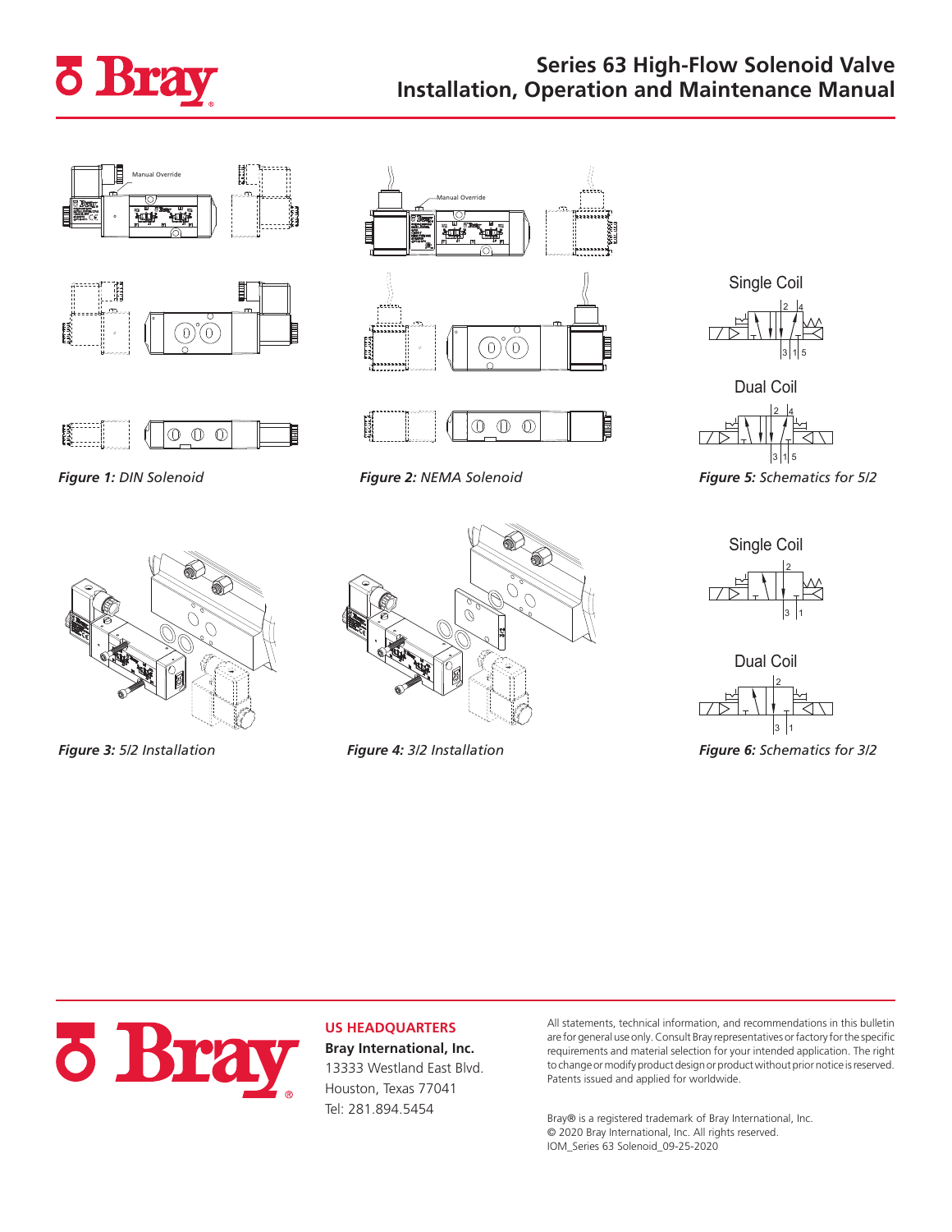Manual Override

Figure 1: DIN Solenoid

Manual Override

Figure 2: NEMA Solenoid

Single Coil

2 4

3 1 5

Dual Coil

2 4

3 1 5

Figure 5: Schematics for 5/2

Figure 3: 5/2 Installation

Figure 4: 3/2 Installation

Single Coil

2

3 1

Dual Coil

2

3 1

Figure 6: Schematics for 3/2

**US HEADQUARTERS**

**Bray International, Inc.**
13333 Westland East Blvd.
Houston, Texas 77041
Tel: 281.894.5454

All statements, technical information, and recommendations in this bulletin are for general use only. Consult Bray representatives or factory for the specific requirements and material selection for your intended application. The right to change or modify product design or product without prior notice is reserved. Patents issued and applied for worldwide.

Bray® is a registered trademark of Bray International, Inc.
© 2020 Bray International, Inc. All rights reserved.
IOM_Series 63 Solenoid_09-25-2020